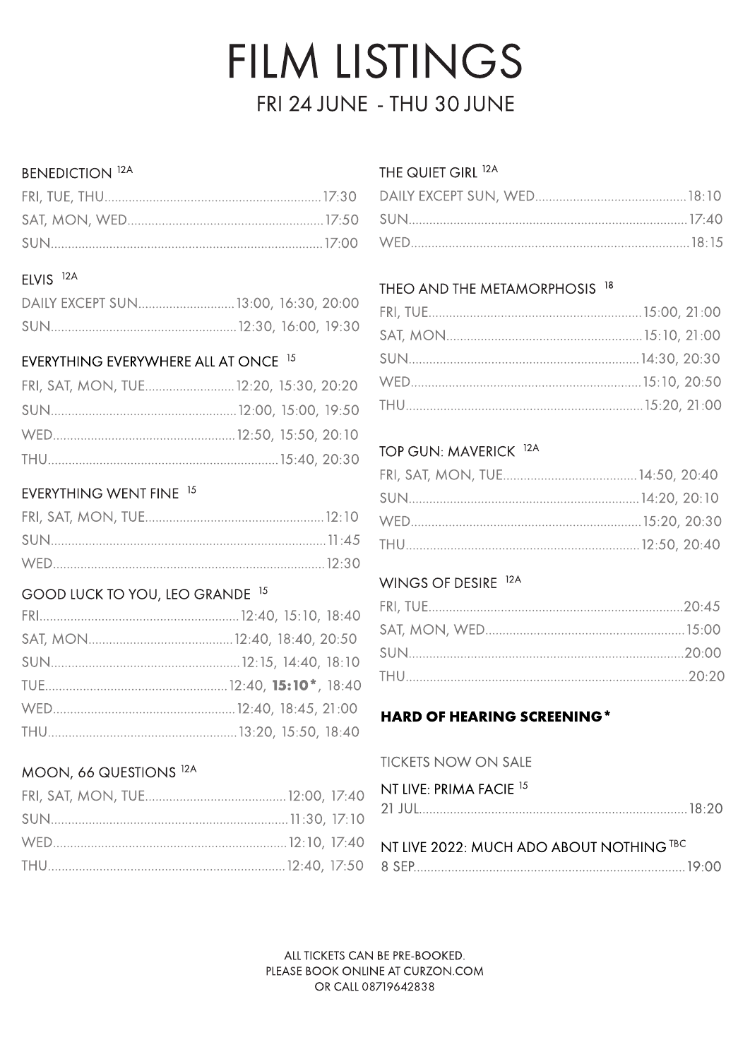# FILM LISTINGS

## FRI 24 JUNE - THU 30 JUNE

### BENEDICTION [12A]

FRI, TUE, THU.......17:30
SAT, MON, WED.......17:50
SUN.......17:00

### ELVIS [12A]

DAILY EXCEPT SUN.......13:00, 16:30, 20:00
SUN.......12:30, 16:00, 19:30

### EVERYTHING EVERYWHERE ALL AT ONCE [15]

FRI, SAT, MON, TUE.......12:20, 15:30, 20:20
SUN.......12:00, 15:00, 19:50
WED.......12:50, 15:50, 20:10
THU.......15:40, 20:30

### EVERYTHING WENT FINE [15]

FRI, SAT, MON, TUE.......12:10
SUN.......11:45
WED.......12:30

### GOOD LUCK TO YOU, LEO GRANDE [15]

FRI.......12:40, 15:10, 18:40
SAT, MON.......12:40, 18:40, 20:50
SUN.......12:15, 14:40, 18:10
TUE.......12:40, **15:10***, 18:40
WED.......12:40, 18:45, 21:00
THU.......13:20, 15:50, 18:40

### MOON, 66 QUESTIONS [12A]

FRI, SAT, MON, TUE.......12:00, 17:40
SUN.......11:30, 17:10
WED.......12:10, 17:40
THU.......12:40, 17:50

### THE QUIET GIRL [12A]

DAILY EXCEPT SUN, WED.......18:10
SUN.......17:40
WED.......18:15

### THEO AND THE METAMORPHOSIS [18]

FRI, TUE.......15:00, 21:00
SAT, MON.......15:10, 21:00
SUN.......14:30, 20:30
WED.......15:10, 20:50
THU.......15:20, 21:00

### TOP GUN: MAVERICK [12A]

FRI, SAT, MON, TUE.......14:50, 20:40
SUN.......14:20, 20:10
WED.......15:20, 20:30
THU.......12:50, 20:40

### WINGS OF DESIRE [12A]

FRI, TUE.......20:45
SAT, MON, WED.......15:00
SUN.......20:00
THU.......20:20

**HARD OF HEARING SCREENING***

TICKETS NOW ON SALE

### NT LIVE: PRIMA FACIE [15]

21 JUL.......18:20

### NT LIVE 2022: MUCH ADO ABOUT NOTHING [TBC]

8 SEP.......19:00

ALL TICKETS CAN BE PRE-BOOKED.
PLEASE BOOK ONLINE AT CURZON.COM
OR CALL 08719642838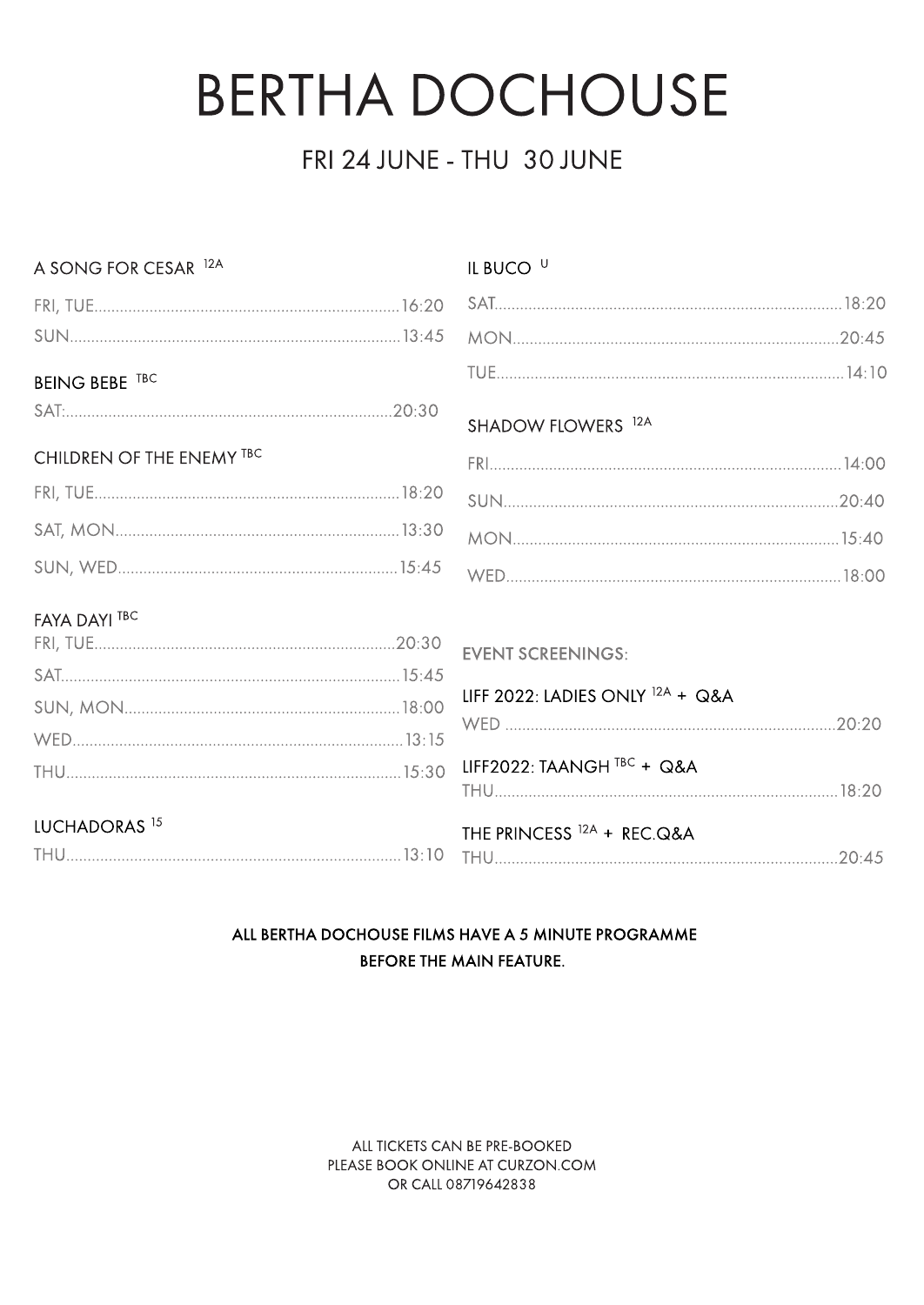# BERTHA DOCHOUSE

## FRI 24 JUNE - THU 30 JUNE

### A SONG FOR CESAR [12A]

FRI, TUE........................................................................16:20

SUN.............................................................................13:45

### BEING BEBE [TBC]

SAT:............................................................................20:30

### CHILDREN OF THE ENEMY [TBC]

FRI, TUE........................................................................18:20

SAT, MON.......................................................................13:30

SUN, WED.......................................................................15:45

### FAYA DAYI [TBC]

FRI, TUE........................................................................20:30

SAT..............................................................................15:45

SUN, MON.......................................................................18:00

WED.............................................................................13:15

THU..............................................................................15:30

### LUCHADORAS [15]

THU..............................................................................13:10

### IL BUCO [U]

SAT..............................................................................18:20

MON.............................................................................20:45

TUE..............................................................................14:10

### SHADOW FLOWERS [12A]

FRI...............................................................................14:00

SUN.............................................................................20:40

MON.............................................................................15:40

WED.............................................................................18:00

### EVENT SCREENINGS:

### LIFF 2022: LADIES ONLY [12A] + Q&A

WED ............................................................................20:20

### LIFF2022: TAANGH [TBC] + Q&A

THU..............................................................................18:20

### THE PRINCESS [12A] + REC.Q&A

THU..............................................................................20:45

**ALL BERTHA DOCHOUSE FILMS HAVE A 5 MINUTE PROGRAMME BEFORE THE MAIN FEATURE.**

ALL TICKETS CAN BE PRE-BOOKED
PLEASE BOOK ONLINE AT CURZON.COM
OR CALL 08719642838